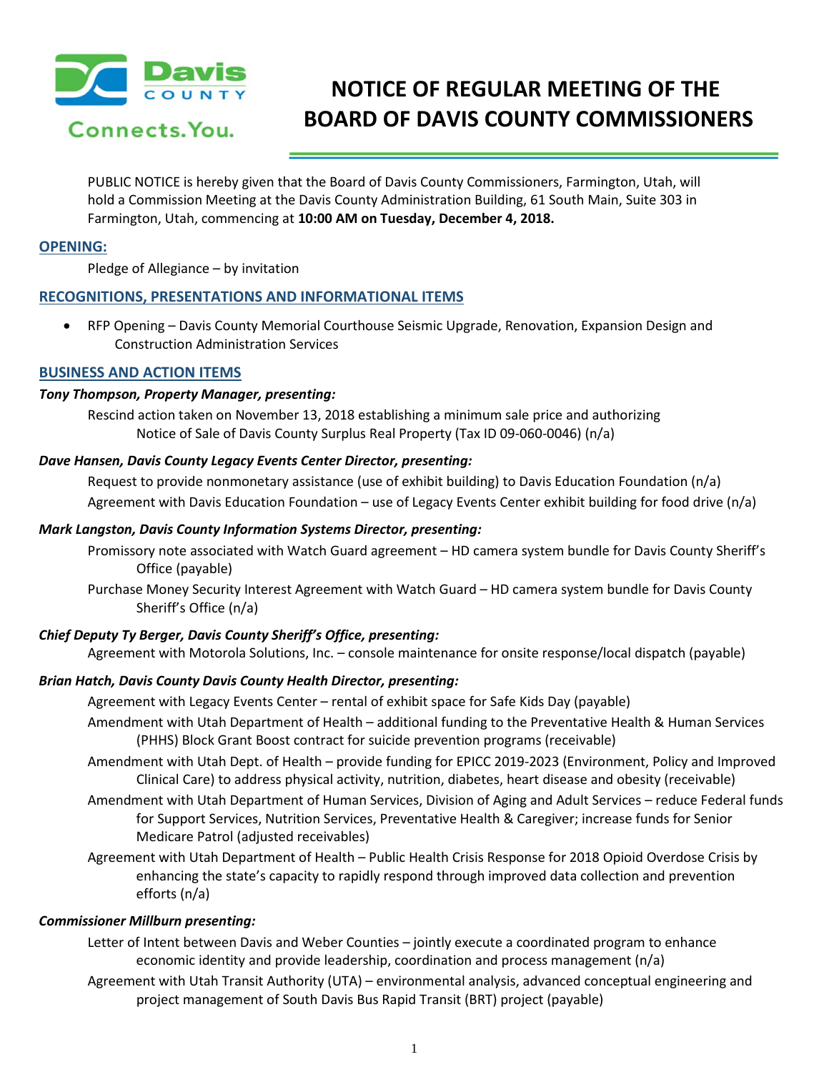# NOTICE OF REGULAR MEETING OF THE BOARD OF DAVIS COUNTY COMMISSIONERS

PUBLIC NOTICE is hereby given that the Board of Davis County Commissioners, Farmington, Utah, will hold a Commission Meeting at the Davis County Administration Building, 61 South Main, Suite 303 in Farmington, Utah, commencing at **10:00 AM on Tuesday, December 4, 2018.**

## OPENING:

Pledge of Allegiance – by invitation

## RECOGNITIONS, PRESENTATIONS AND INFORMATIONAL ITEMS

- RFP Opening – Davis County Memorial Courthouse Seismic Upgrade, Renovation, Expansion Design and Construction Administration Services

## BUSINESS AND ACTION ITEMS

***Tony Thompson, Property Manager, presenting:***

Rescind action taken on November 13, 2018 establishing a minimum sale price and authorizing Notice of Sale of Davis County Surplus Real Property (Tax ID 09-060-0046) (n/a)

***Dave Hansen, Davis County Legacy Events Center Director, presenting:***

Request to provide nonmonetary assistance (use of exhibit building) to Davis Education Foundation (n/a)

Agreement with Davis Education Foundation – use of Legacy Events Center exhibit building for food drive (n/a)

***Mark Langston, Davis County Information Systems Director, presenting:***

Promissory note associated with Watch Guard agreement – HD camera system bundle for Davis County Sheriff's Office (payable)

Purchase Money Security Interest Agreement with Watch Guard – HD camera system bundle for Davis County Sheriff's Office (n/a)

***Chief Deputy Ty Berger, Davis County Sheriff's Office, presenting:***

Agreement with Motorola Solutions, Inc. – console maintenance for onsite response/local dispatch (payable)

***Brian Hatch, Davis County Davis County Health Director, presenting:***

Agreement with Legacy Events Center – rental of exhibit space for Safe Kids Day (payable)

Amendment with Utah Department of Health – additional funding to the Preventative Health & Human Services (PHHS) Block Grant Boost contract for suicide prevention programs (receivable)

Amendment with Utah Dept. of Health – provide funding for EPICC 2019-2023 (Environment, Policy and Improved Clinical Care) to address physical activity, nutrition, diabetes, heart disease and obesity (receivable)

Amendment with Utah Department of Human Services, Division of Aging and Adult Services – reduce Federal funds for Support Services, Nutrition Services, Preventative Health & Caregiver; increase funds for Senior Medicare Patrol (adjusted receivables)

Agreement with Utah Department of Health – Public Health Crisis Response for 2018 Opioid Overdose Crisis by enhancing the state's capacity to rapidly respond through improved data collection and prevention efforts (n/a)

***Commissioner Millburn presenting:***

Letter of Intent between Davis and Weber Counties – jointly execute a coordinated program to enhance economic identity and provide leadership, coordination and process management (n/a)

Agreement with Utah Transit Authority (UTA) – environmental analysis, advanced conceptual engineering and project management of South Davis Bus Rapid Transit (BRT) project (payable)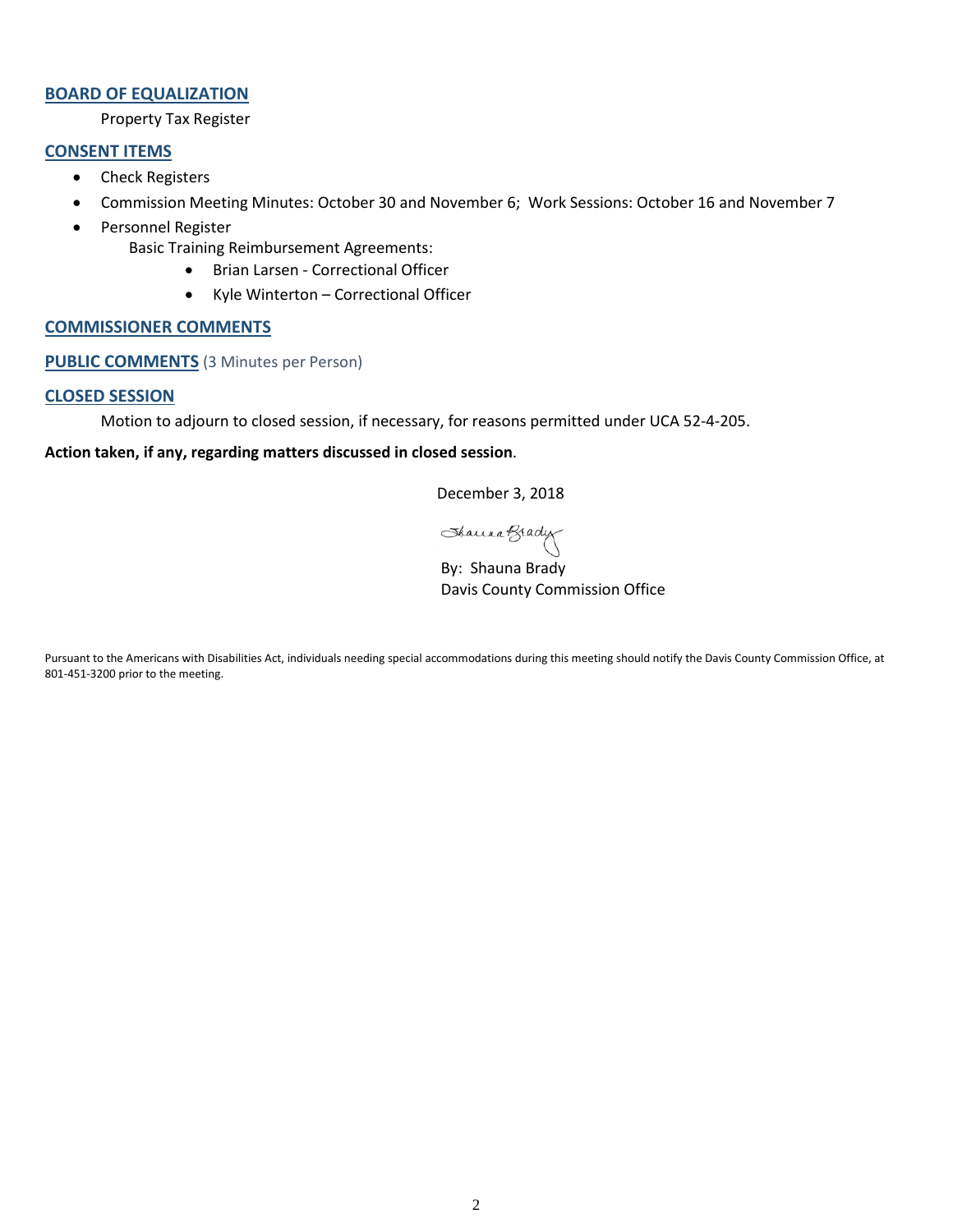## BOARD OF EQUALIZATION

Property Tax Register

## CONSENT ITEMS

- Check Registers
- Commission Meeting Minutes: October 30 and November 6; Work Sessions: October 16 and November 7
- Personnel Register

  Basic Training Reimbursement Agreements:

  - Brian Larsen - Correctional Officer
  - Kyle Winterton – Correctional Officer

## COMMISSIONER COMMENTS

## PUBLIC COMMENTS (3 Minutes per Person)

## CLOSED SESSION

Motion to adjourn to closed session, if necessary, for reasons permitted under UCA 52-4-205.

**Action taken, if any, regarding matters discussed in closed session**.

December 3, 2018

Shauna Brady

By: Shauna Brady
Davis County Commission Office

Pursuant to the Americans with Disabilities Act, individuals needing special accommodations during this meeting should notify the Davis County Commission Office, at 801-451-3200 prior to the meeting.